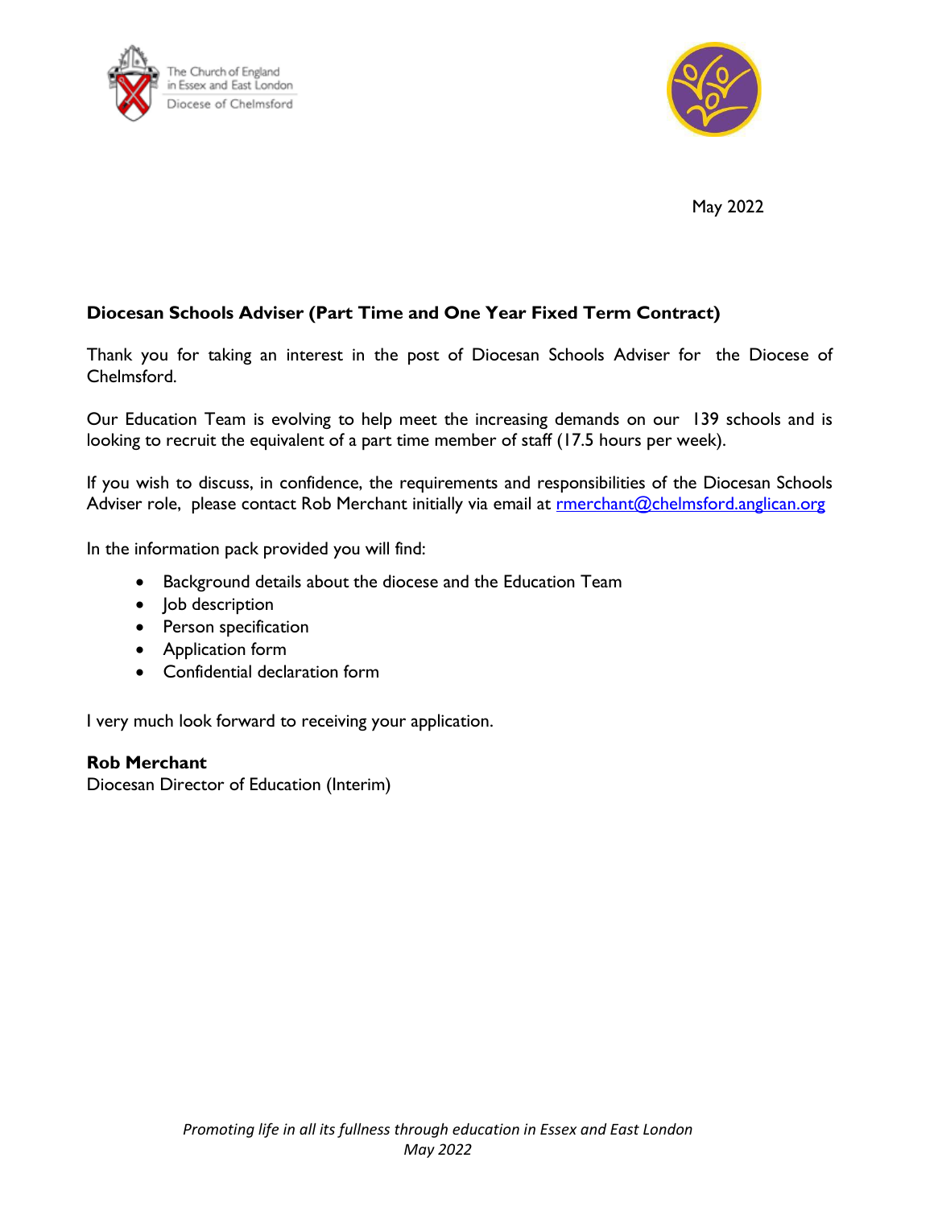The Church of England in Essex and East London
Diocese of Chelmsford

May 2022

**Diocesan Schools Adviser (Part Time and One Year Fixed Term Contract)**

Thank you for taking an interest in the post of Diocesan Schools Adviser for the Diocese of Chelmsford.

Our Education Team is evolving to help meet the increasing demands on our 139 schools and is looking to recruit the equivalent of a part time member of staff (17.5 hours per week).

If you wish to discuss, in confidence, the requirements and responsibilities of the Diocesan Schools Adviser role, please contact Rob Merchant initially via email at rmerchant@chelmsford.anglican.org

In the information pack provided you will find:

- Background details about the diocese and the Education Team
- Job description
- Person specification
- Application form
- Confidential declaration form

I very much look forward to receiving your application.

**Rob Merchant**
Diocesan Director of Education (Interim)

*Promoting life in all its fullness through education in Essex and East London*
*May 2022*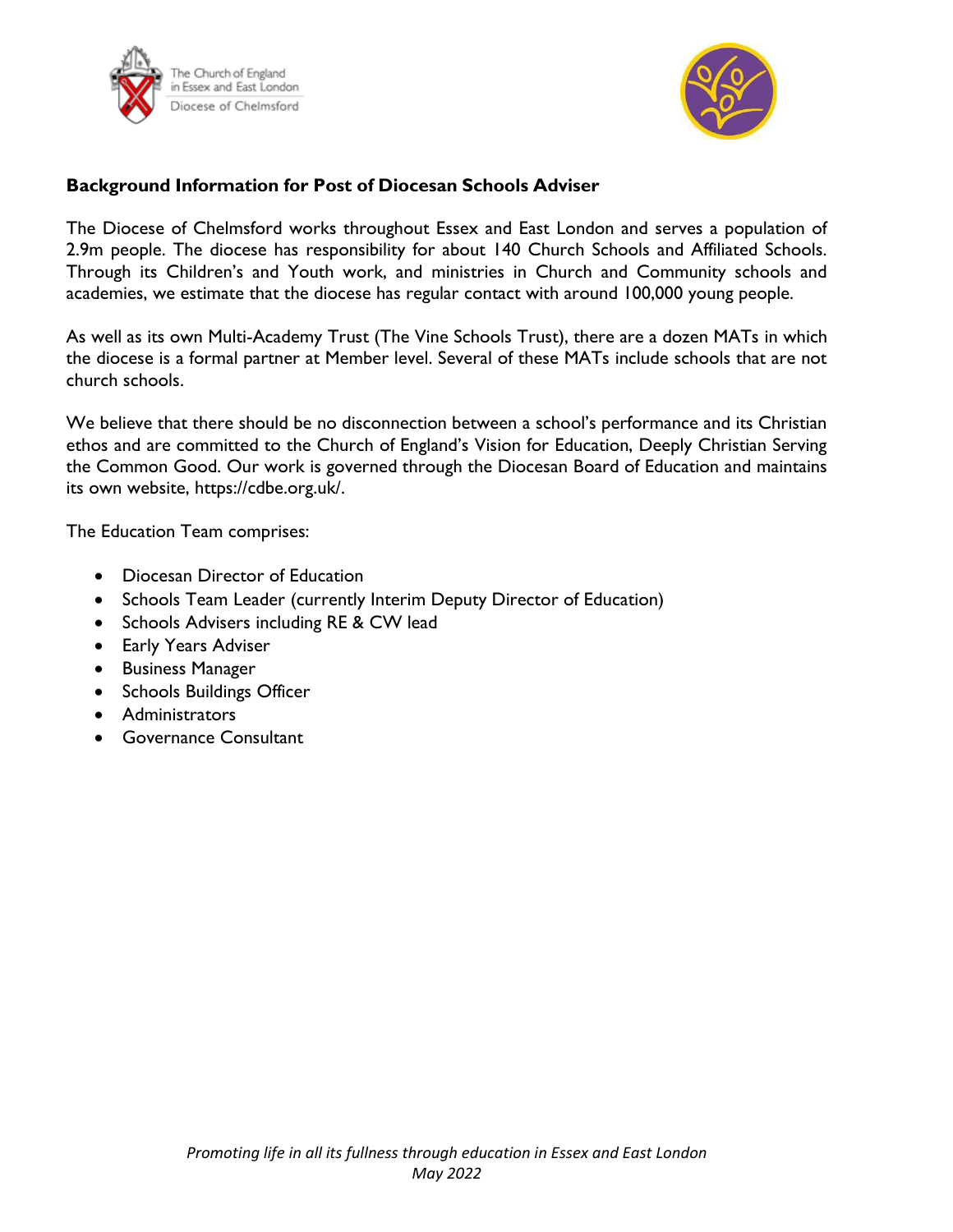**Background Information for Post of Diocesan Schools Adviser**

The Diocese of Chelmsford works throughout Essex and East London and serves a population of 2.9m people. The diocese has responsibility for about 140 Church Schools and Affiliated Schools. Through its Children's and Youth work, and ministries in Church and Community schools and academies, we estimate that the diocese has regular contact with around 100,000 young people.

As well as its own Multi-Academy Trust (The Vine Schools Trust), there are a dozen MATs in which the diocese is a formal partner at Member level. Several of these MATs include schools that are not church schools.

We believe that there should be no disconnection between a school's performance and its Christian ethos and are committed to the Church of England's Vision for Education, Deeply Christian Serving the Common Good. Our work is governed through the Diocesan Board of Education and maintains its own website, https://cdbe.org.uk/.

The Education Team comprises:

- Diocesan Director of Education
- Schools Team Leader (currently Interim Deputy Director of Education)
- Schools Advisers including RE & CW lead
- Early Years Adviser
- Business Manager
- Schools Buildings Officer
- Administrators
- Governance Consultant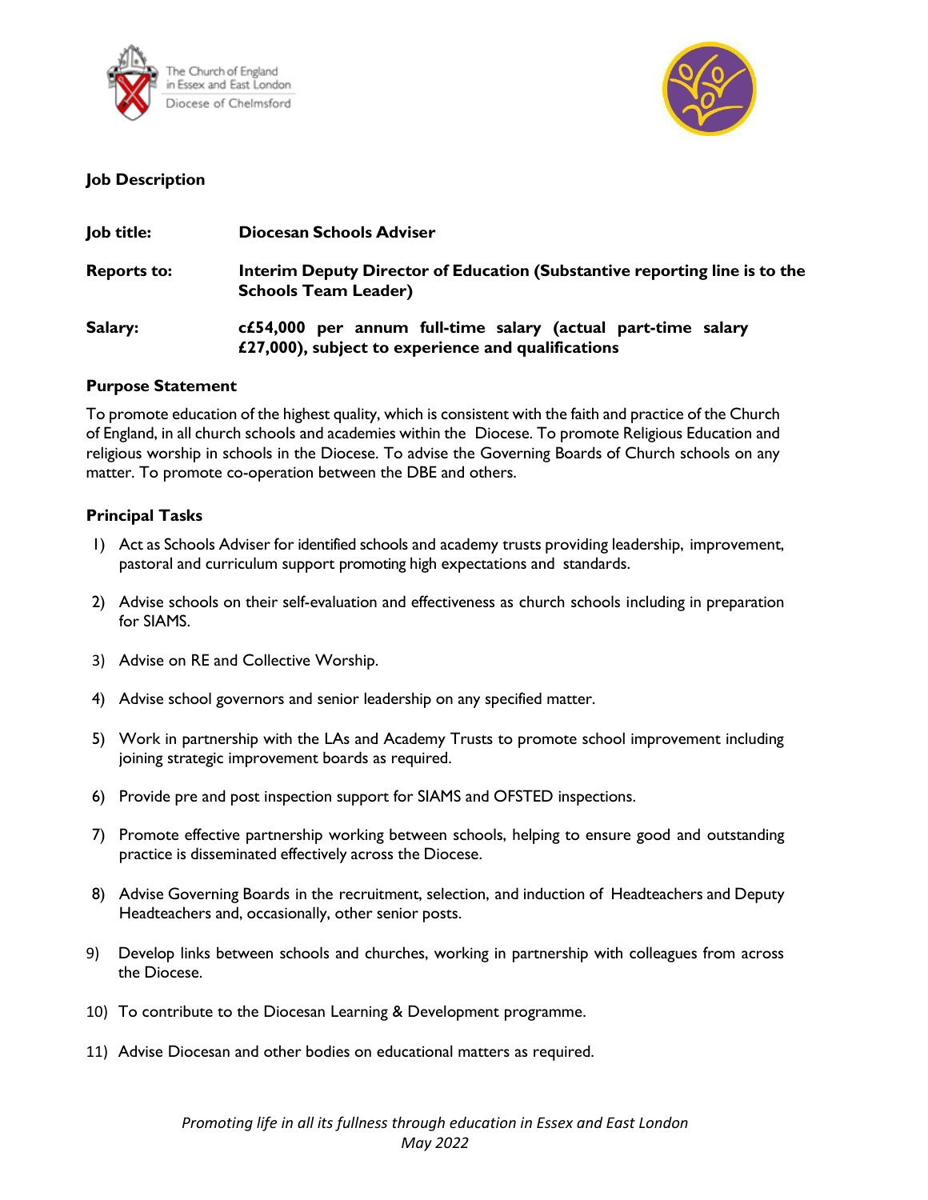**Job Description**

| | |
|---|---|
| **Job title:** | **Diocesan Schools Adviser** |
| **Reports to:** | **Interim Deputy Director of Education (Substantive reporting line is to the Schools Team Leader)** |
| **Salary:** | **c£54,000 per annum full-time salary (actual part-time salary £27,000), subject to experience and qualifications** |

**Purpose Statement**

To promote education of the highest quality, which is consistent with the faith and practice of the Church of England, in all church schools and academies within the Diocese. To promote Religious Education and religious worship in schools in the Diocese. To advise the Governing Boards of Church schools on any matter. To promote co-operation between the DBE and others.

**Principal Tasks**

1) Act as Schools Adviser for identified schools and academy trusts providing leadership, improvement, pastoral and curriculum support promoting high expectations and standards.
2) Advise schools on their self-evaluation and effectiveness as church schools including in preparation for SIAMS.
3) Advise on RE and Collective Worship.
4) Advise school governors and senior leadership on any specified matter.
5) Work in partnership with the LAs and Academy Trusts to promote school improvement including joining strategic improvement boards as required.
6) Provide pre and post inspection support for SIAMS and OFSTED inspections.
7) Promote effective partnership working between schools, helping to ensure good and outstanding practice is disseminated effectively across the Diocese.
8) Advise Governing Boards in the recruitment, selection, and induction of Headteachers and Deputy Headteachers and, occasionally, other senior posts.
9) Develop links between schools and churches, working in partnership with colleagues from across the Diocese.
10) To contribute to the Diocesan Learning & Development programme.
11) Advise Diocesan and other bodies on educational matters as required.

*Promoting life in all its fullness through education in Essex and East London*
*May 2022*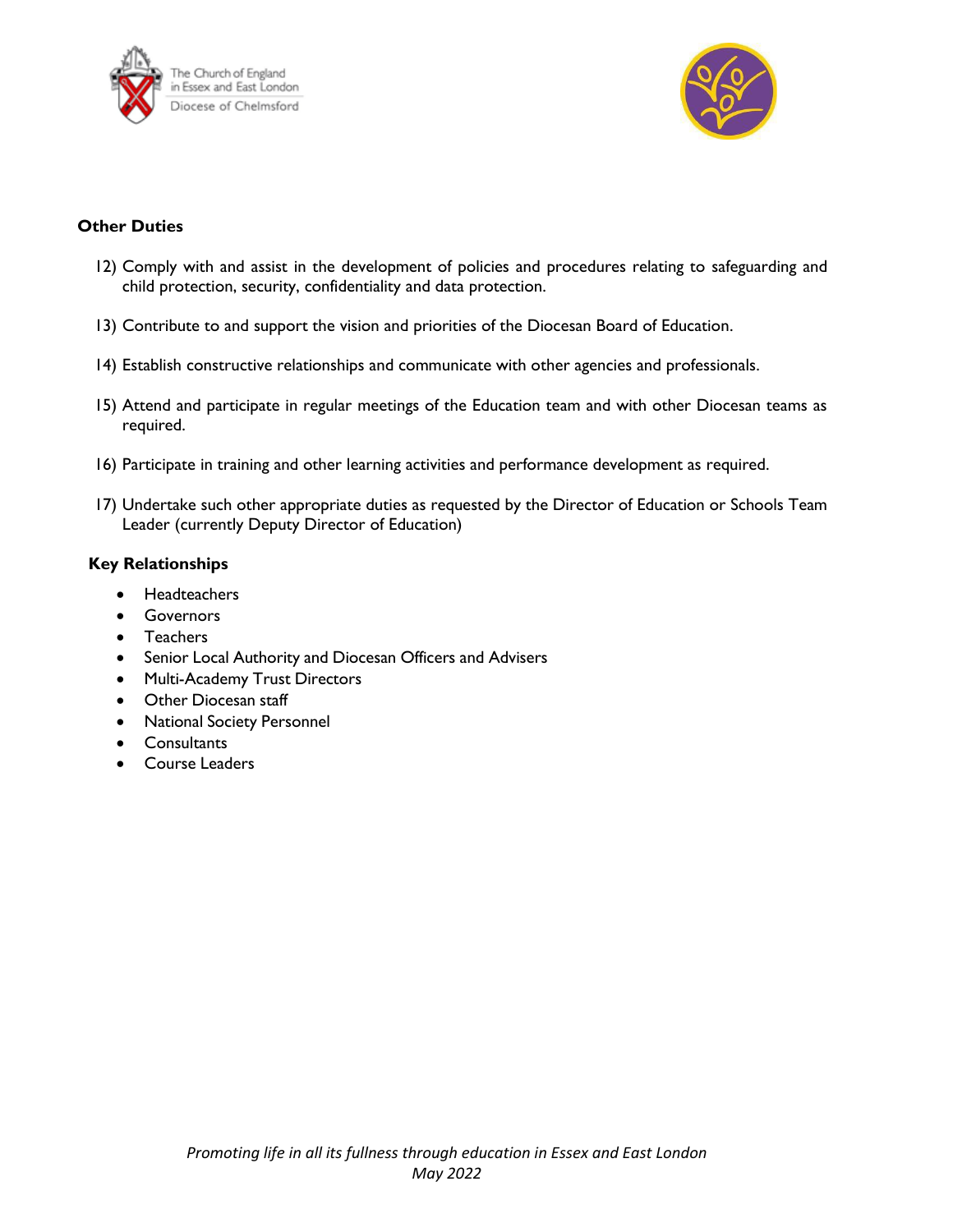### Other Duties

12) Comply with and assist in the development of policies and procedures relating to safeguarding and child protection, security, confidentiality and data protection.

13) Contribute to and support the vision and priorities of the Diocesan Board of Education.

14) Establish constructive relationships and communicate with other agencies and professionals.

15) Attend and participate in regular meetings of the Education team and with other Diocesan teams as required.

16) Participate in training and other learning activities and performance development as required.

17) Undertake such other appropriate duties as requested by the Director of Education or Schools Team Leader (currently Deputy Director of Education)

### Key Relationships

- Headteachers
- Governors
- Teachers
- Senior Local Authority and Diocesan Officers and Advisers
- Multi-Academy Trust Directors
- Other Diocesan staff
- National Society Personnel
- Consultants
- Course Leaders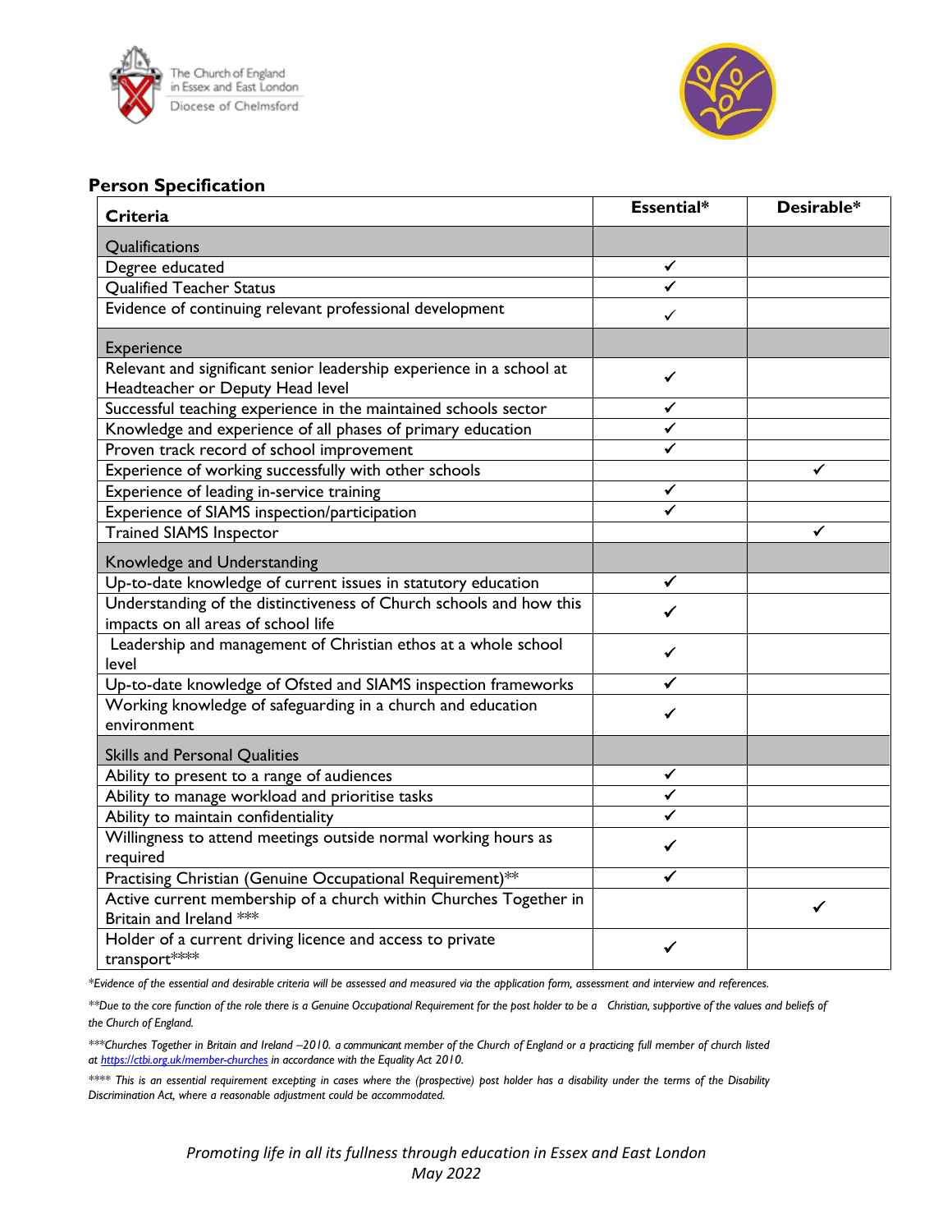## Person Specification

| Criteria | Essential* | Desirable* |
|---|---|---|
| Qualifications | | |
| Degree educated | ✓ | |
| Qualified Teacher Status | ✓ | |
| Evidence of continuing relevant professional development | ✓ | |
| Experience | | |
| Relevant and significant senior leadership experience in a school at Headteacher or Deputy Head level | ✓ | |
| Successful teaching experience in the maintained schools sector | ✓ | |
| Knowledge and experience of all phases of primary education | ✓ | |
| Proven track record of school improvement | ✓ | |
| Experience of working successfully with other schools | | ✓ |
| Experience of leading in-service training | ✓ | |
| Experience of SIAMS inspection/participation | ✓ | |
| Trained SIAMS Inspector | | ✓ |
| Knowledge and Understanding | | |
| Up-to-date knowledge of current issues in statutory education | ✓ | |
| Understanding of the distinctiveness of Church schools and how this impacts on all areas of school life | ✓ | |
| Leadership and management of Christian ethos at a whole school level | ✓ | |
| Up-to-date knowledge of Ofsted and SIAMS inspection frameworks | ✓ | |
| Working knowledge of safeguarding in a church and education environment | ✓ | |
| Skills and Personal Qualities | | |
| Ability to present to a range of audiences | ✓ | |
| Ability to manage workload and prioritise tasks | ✓ | |
| Ability to maintain confidentiality | ✓ | |
| Willingness to attend meetings outside normal working hours as required | ✓ | |
| Practising Christian (Genuine Occupational Requirement)** | ✓ | |
| Active current membership of a church within Churches Together in Britain and Ireland *** | | ✓ |
| Holder of a current driving licence and access to private transport**** | ✓ | |

*\*Evidence of the essential and desirable criteria will be assessed and measured via the application form, assessment and interview and references.*

*\*\*Due to the core function of the role there is a Genuine Occupational Requirement for the post holder to be a Christian, supportive of the values and beliefs of the Church of England.*

*\*\*\*Churches Together in Britain and Ireland –2010. a communicant member of the Church of England or a practicing full member of church listed at [https://ctbi.org.uk/member-churches](https://ctbi.org.uk/member-churches) in accordance with the Equality Act 2010.*

*\*\*\*\* This is an essential requirement excepting in cases where the (prospective) post holder has a disability under the terms of the Disability Discrimination Act, where a reasonable adjustment could be accommodated.*

*Promoting life in all its fullness through education in Essex and East London*
*May 2022*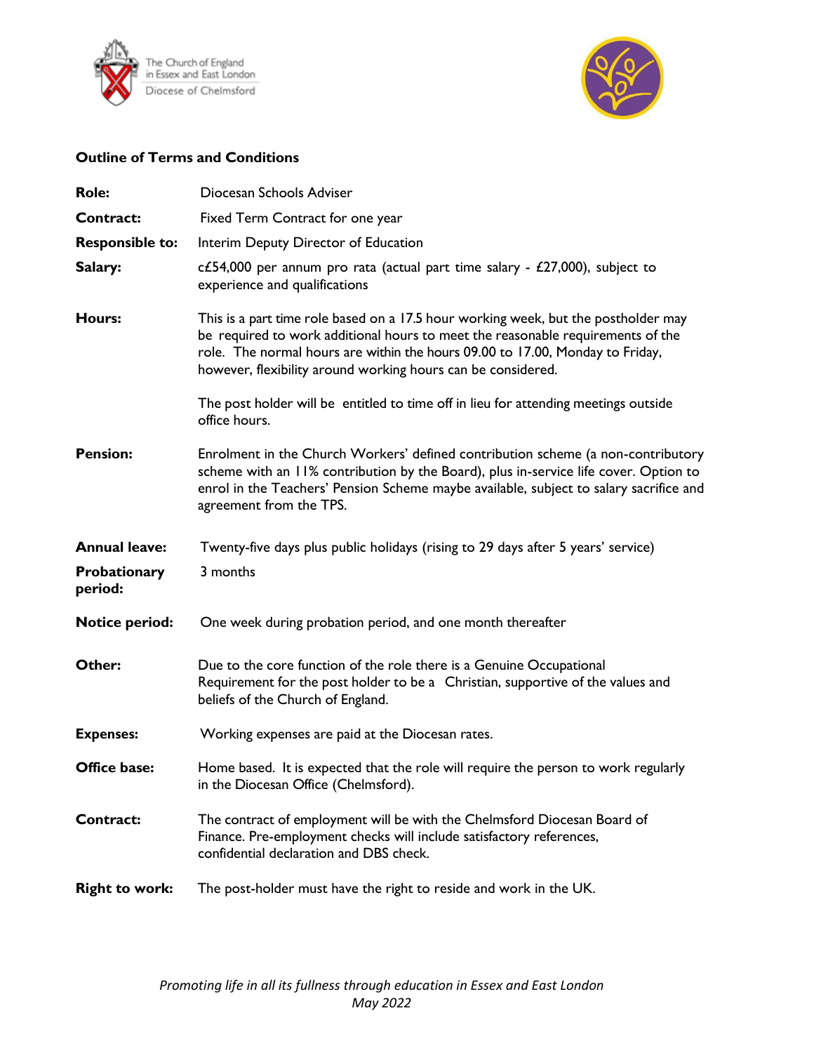**Outline of Terms and Conditions**

| | |
|---|---|
| **Role:** | Diocesan Schools Adviser |
| **Contract:** | Fixed Term Contract for one year |
| **Responsible to:** | Interim Deputy Director of Education |
| **Salary:** | c£54,000 per annum pro rata (actual part time salary - £27,000), subject to experience and qualifications |
| **Hours:** | This is a part time role based on a 17.5 hour working week, but the postholder may be required to work additional hours to meet the reasonable requirements of the role. The normal hours are within the hours 09.00 to 17.00, Monday to Friday, however, flexibility around working hours can be considered.<br><br>The post holder will be entitled to time off in lieu for attending meetings outside office hours. |
| **Pension:** | Enrolment in the Church Workers' defined contribution scheme (a non-contributory scheme with an 11% contribution by the Board), plus in-service life cover. Option to enrol in the Teachers' Pension Scheme maybe available, subject to salary sacrifice and agreement from the TPS. |
| **Annual leave:** | Twenty-five days plus public holidays (rising to 29 days after 5 years' service) |
| **Probationary period:** | 3 months |
| **Notice period:** | One week during probation period, and one month thereafter |
| **Other:** | Due to the core function of the role there is a Genuine Occupational Requirement for the post holder to be a Christian, supportive of the values and beliefs of the Church of England. |
| **Expenses:** | Working expenses are paid at the Diocesan rates. |
| **Office base:** | Home based. It is expected that the role will require the person to work regularly in the Diocesan Office (Chelmsford). |
| **Contract:** | The contract of employment will be with the Chelmsford Diocesan Board of Finance. Pre-employment checks will include satisfactory references, confidential declaration and DBS check. |
| **Right to work:** | The post-holder must have the right to reside and work in the UK. |

*Promoting life in all its fullness through education in Essex and East London*
*May 2022*